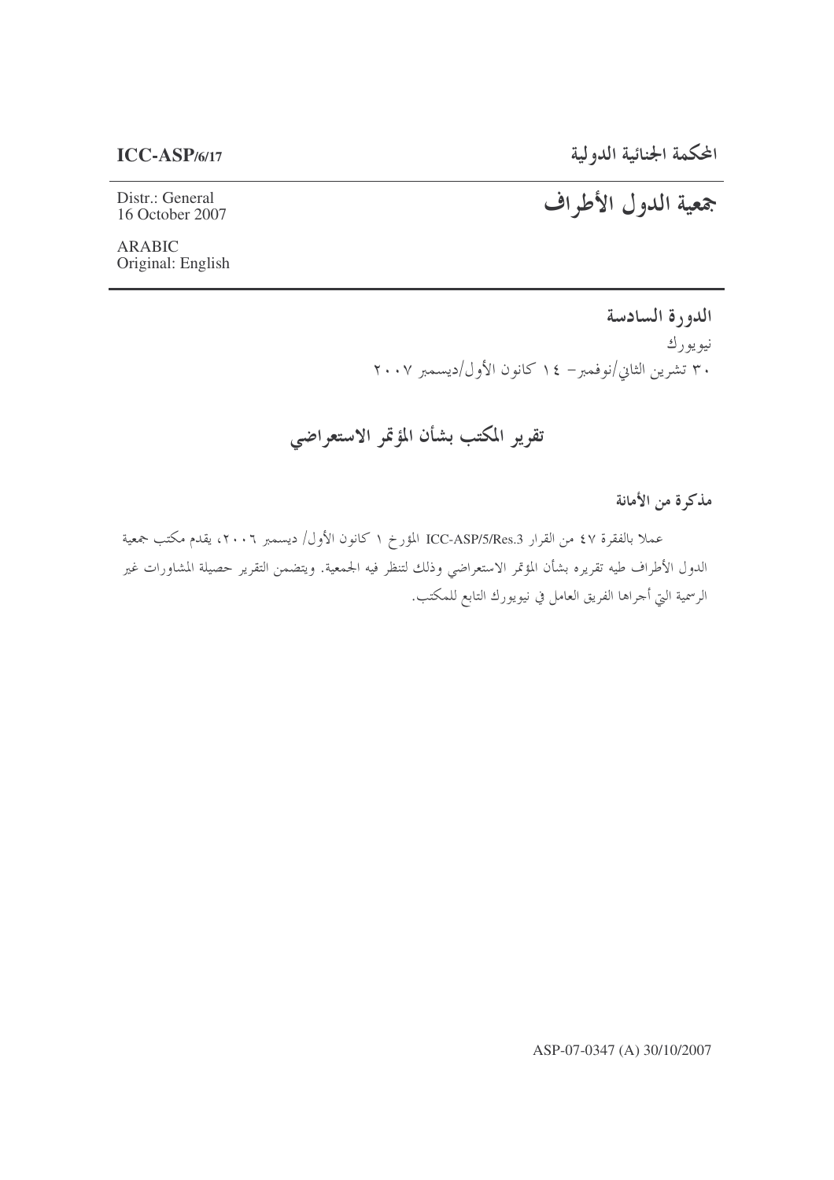**ICC-ASP/6/17**

المحكمة الجنائية الدولية

Distr.: General
16 October 2007

# جمعية الدول الأطراف

ARABIC
Original: English

**الدورة السادسة**

نيويورك

٣٠ تشرين الثاني/نوفمبر– ١٤ كانون الأول/ديسمبر ٢٠٠٧

## تقرير المكتب بشأن المؤتمر الاستعراضي

**مذكرة من الأمانة**

عملا بالفقرة ٤٧ من القرار ICC-ASP/5/Res.3 المؤرخ ١ كانون الأول/ ديسمبر ٢٠٠٦، يقدم مكتب جمعية الدول الأطراف طيه تقريره بشأن المؤتمر الاستعراضي وذلك لتنظر فيه الجمعية. ويتضمن التقرير حصيلة المشاورات غير الرسمية التي أجراها الفريق العامل في نيويورك التابع للمكتب.

ASP-07-0347 (A) 30/10/2007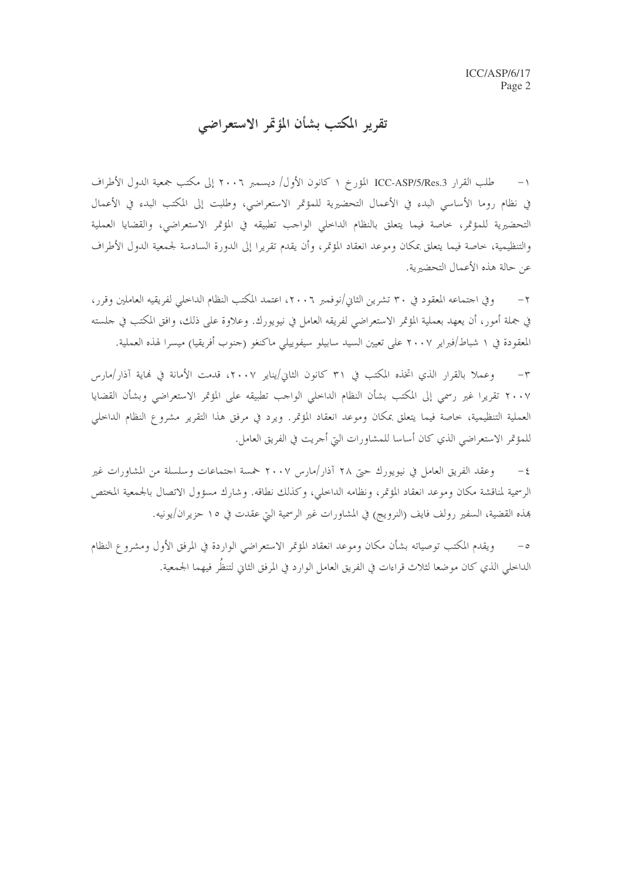# تقرير المكتب بشأن المؤتمر الاستعراضي

١- طلب القرار ICC-ASP/5/Res.3 المؤرخ ١ كانون الأول/ ديسمبر ٢٠٠٦ إلى مكتب جمعية الدول الأطراف في نظام روما الأساسي البدء في الأعمال التحضيرية للمؤتمر الاستعراضي، وطلبت إلى المكتب البدء في الأعمال التحضيرية للمؤتمر، خاصة فيما يتعلق بالنظام الداخلي الواجب تطبيقه في المؤتمر الاستعراضي، والقضايا العملية والتنظيمية، خاصة فيما يتعلق بمكان وموعد انعقاد المؤتمر، وأن يقدم تقريرا إلى الدورة السادسة لجمعية الدول الأطراف عن حالة هذه الأعمال التحضيرية.

٢- وفي اجتماعه المعقود في ٣٠ تشرين الثاني/نوفمبر ٢٠٠٦، اعتمد المكتب النظام الداخلي لفريقيه العاملين وقرر، في جملة أمور، أن يعهد بعملية المؤتمر الاستعراضي لفريقه العامل في نيويورك. وعلاوة على ذلك، وافق المكتب في جلسته المعقودة في ١ شباط/فبراير ٢٠٠٧ على تعيين السيد سابيلو سيفوييلي ماكنغو (جنوب أفريقيا) ميسرا لهذه العملية.

٣- وعملا بالقرار الذي اتخذه المكتب في ٣١ كانون الثاني/يناير ٢٠٠٧، قدمت الأمانة في نهاية آذار/مارس ٢٠٠٧ تقريرا غير رسمي إلى المكتب بشأن النظام الداخلي الواجب تطبيقه على المؤتمر الاستعراضي وبشأن القضايا العملية التنظيمية، خاصة فيما يتعلق بمكان وموعد انعقاد المؤتمر. ويرد في مرفق هذا التقرير مشروع النظام الداخلي للمؤتمر الاستعراضي الذي كان أساسا للمشاورات التي أجريت في الفريق العامل.

٤- وعقد الفريق العامل في نيويورك حتى ٢٨ آذار/مارس ٢٠٠٧ خمسة اجتماعات وسلسلة من المشاورات غير الرسمية لمناقشة مكان وموعد انعقاد المؤتمر، ونظامه الداخلي، وكذلك نطاقه. وشارك مسؤول الاتصال بالجمعية المختص بهذه القضية، السفير رولف فايف (النرويج) في المشاورات غير الرسمية التي عقدت في ١٥ حزيران/يونيه.

٥- ويقدم المكتب توصياته بشأن مكان وموعد انعقاد المؤتمر الاستعراضي الواردة في المرفق الأول ومشروع النظام الداخلي الذي كان موضعا لثلاث قراءات في الفريق العامل الوارد في المرفق الثاني لتنظُر فيهما الجمعية.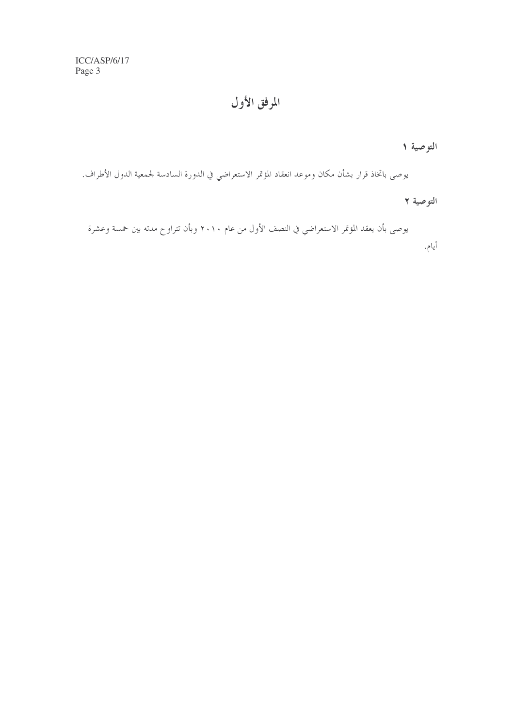# المرفق الأول

**التوصية ١**

يوصى باتخاذ قرار بشأن مكان وموعد انعقاد المؤتمر الاستعراضي في الدورة السادسة لجمعية الدول الأطراف.

**التوصية ٢**

يوصى بأن يعقد المؤتمر الاستعراضي في النصف الأول من عام ٢٠١٠ وبأن تتراوح مدته بين خمسة وعشرة أيام.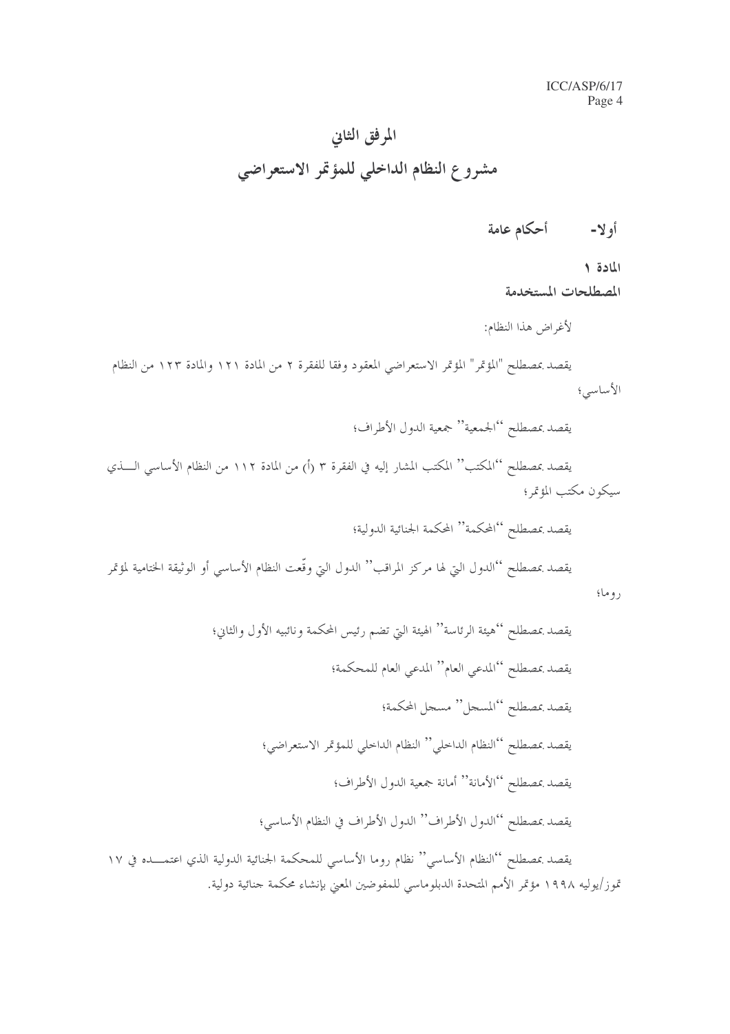# المرفق الثاني

# مشروع النظام الداخلي للمؤتمر الاستعراضي

## أولا- أحكام عامة

### المادة ١

### المصطلحات المستخدمة

لأغراض هذا النظام:

يقصد بمصطلح "المؤتمر" المؤتمر الاستعراضي المعقود وفقا للفقرة ٢ من المادة ١٢١ والمادة ١٢٣ من النظام الأساسي؛

يقصد بمصطلح "الجمعية" جمعية الدول الأطراف؛

يقصد بمصطلح "المكتب" المكتب المشار إليه في الفقرة ٣ (أ) من المادة ١١٢ من النظام الأساسي الذي سيكون مكتب المؤتمر؛

يقصد بمصطلح "المحكمة" المحكمة الجنائية الدولية؛

يقصد بمصطلح "الدول التي لها مركز المراقب" الدول التي وقّعت النظام الأساسي أو الوثيقة الختامية لمؤتمر روما؛

يقصد بمصطلح "هيئة الرئاسة" الهيئة التي تضم رئيس المحكمة ونائبيه الأول والثاني؛

يقصد بمصطلح "المدعي العام" المدعي العام للمحكمة؛

يقصد بمصطلح "المسجل" مسجل المحكمة؛

يقصد بمصطلح "النظام الداخلي" النظام الداخلي للمؤتمر الاستعراضي؛

يقصد بمصطلح "الأمانة" أمانة جمعية الدول الأطراف؛

يقصد بمصطلح "الدول الأطراف" الدول الأطراف في النظام الأساسي؛

يقصد بمصطلح "النظام الأساسي" نظام روما الأساسي للمحكمة الجنائية الدولية الذي اعتمده في ١٧ تموز/يوليه ١٩٩٨ مؤتمر الأمم المتحدة الدبلوماسي للمفوضين المعني بإنشاء محكمة جنائية دولية.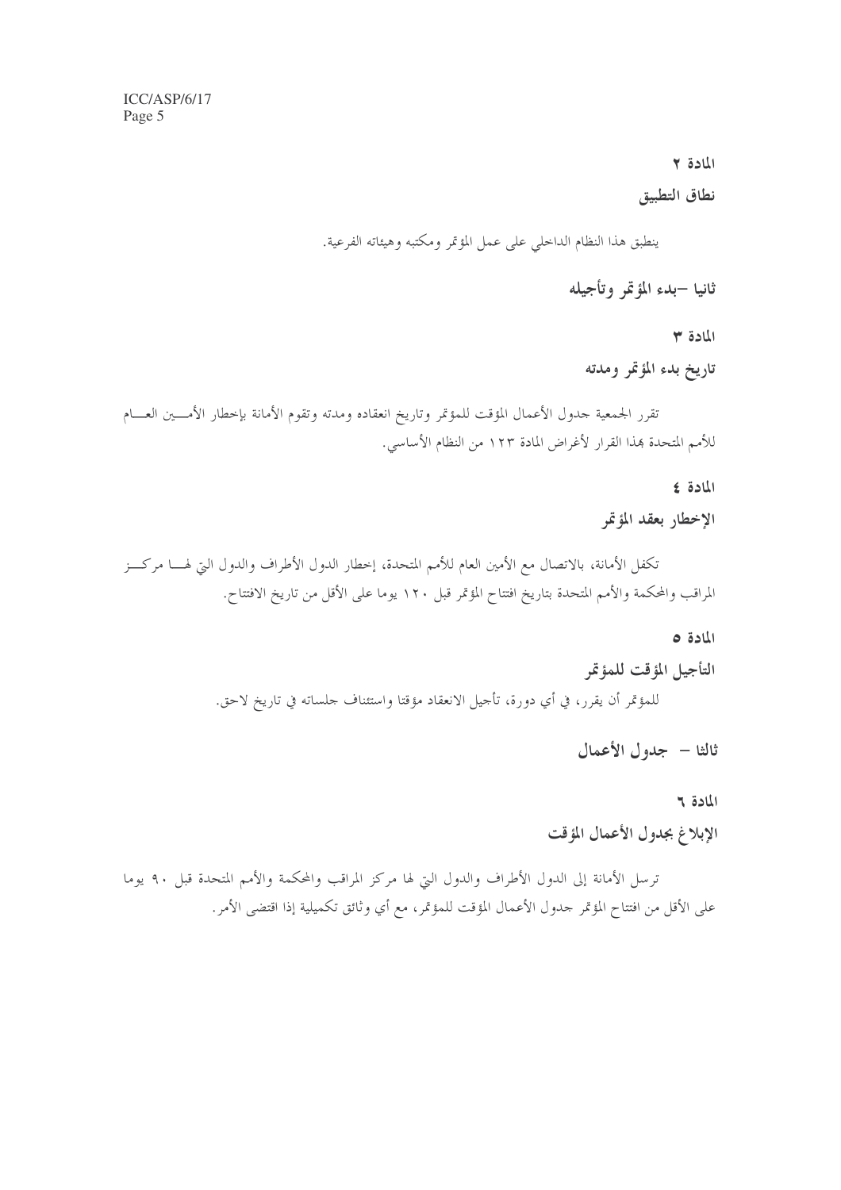### المادة ٢

### نطاق التطبيق

ينطبق هذا النظام الداخلي على عمل المؤتمر ومكتبه وهيئاته الفرعية.

## ثانيا –بدء المؤتمر وتأجيله

### المادة ٣

### تاريخ بدء المؤتمر ومدته

تقرر الجمعية جدول الأعمال المؤقت للمؤتمر وتاريخ انعقاده ومدته وتقوم الأمانة بإخطار الأمين العام للأمم المتحدة بهذا القرار لأغراض المادة ١٢٣ من النظام الأساسي.

### المادة ٤

### الإخطار بعقد المؤتمر

تكفل الأمانة، بالاتصال مع الأمين العام للأمم المتحدة، إخطار الدول الأطراف والدول التي لها مركز المراقب والمحكمة والأمم المتحدة بتاريخ افتتاح المؤتمر قبل ١٢٠ يوما على الأقل من تاريخ الافتتاح.

### المادة ٥

### التأجيل المؤقت للمؤتمر

للمؤتمر أن يقرر، في أي دورة، تأجيل الانعقاد مؤقتا واستئناف جلساته في تاريخ لاحق.

## ثالثا – جدول الأعمال

### المادة ٦

### الإبلاغ بجدول الأعمال المؤقت

ترسل الأمانة إلى الدول الأطراف والدول التي لها مركز المراقب والمحكمة والأمم المتحدة قبل ٩٠ يوما على الأقل من افتتاح المؤتمر جدول الأعمال المؤقت للمؤتمر، مع أي وثائق تكميلية إذا اقتضى الأمر.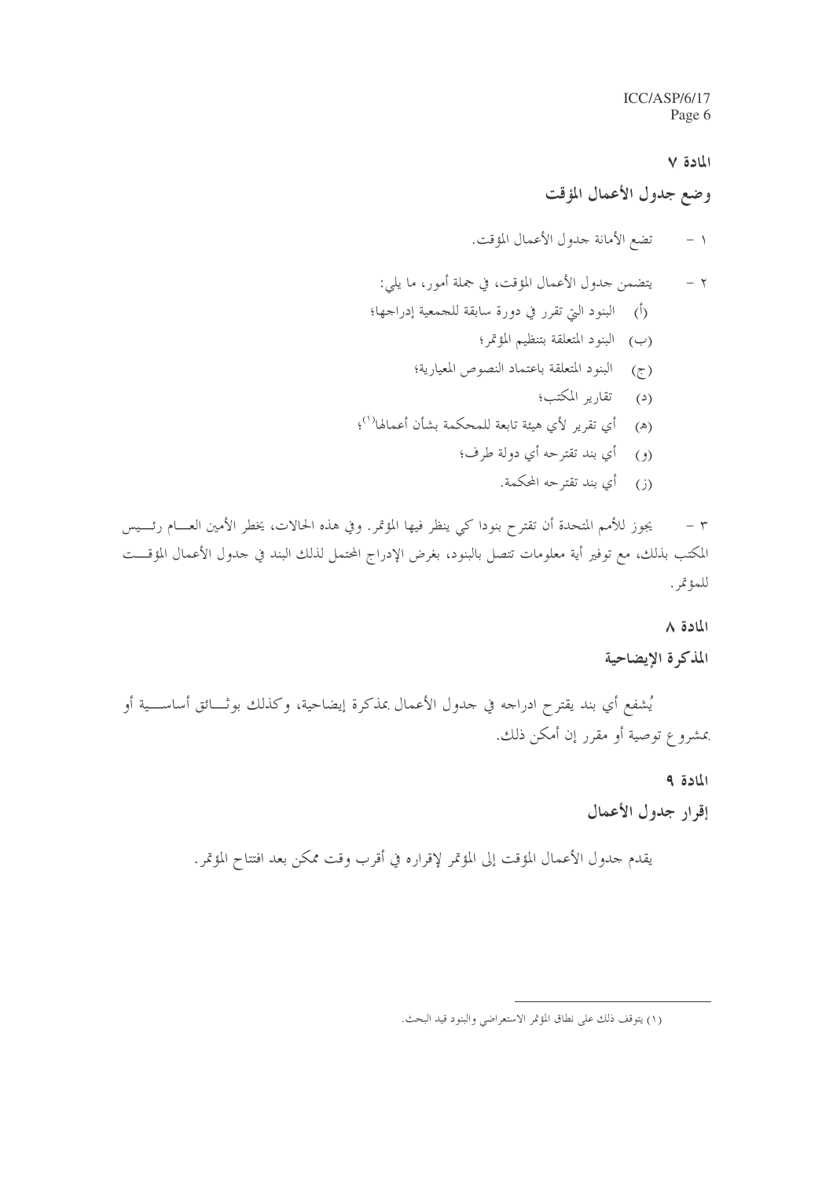## المادة ٧

## وضع جدول الأعمال المؤقت

١ - تضع الأمانة جدول الأعمال المؤقت.

٢ - يتضمن جدول الأعمال المؤقت، في جملة أمور، ما يلي:

(أ) البنود التي تقرر في دورة سابقة للجمعية إدراجها؛

(ب) البنود المتعلقة بتنظيم المؤتمر؛

(ج) البنود المتعلقة باعتماد النصوص المعيارية؛

(د) تقارير المكتب؛

(هـ) أي تقرير لأي هيئة تابعة للمحكمة بشأن أعمالها[١]؛

(و) أي بند تقترحه أي دولة طرف؛

(ز) أي بند تقترحه المحكمة.

٣ - يجوز للأمم المتحدة أن تقترح بنودا كي ينظر فيها المؤتمر. وفي هذه الحالات، يخطر الأمين العام رئيس المكتب بذلك، مع توفير أية معلومات تتصل بالبنود، بغرض الإدراج المحتمل لذلك البند في جدول الأعمال المؤقت للمؤتمر.

## المادة ٨

## المذكرة الإيضاحية

يُشفع أي بند يقترح ادراجه في جدول الأعمال بمذكرة إيضاحية، وكذلك بوثائق أساسية أو بمشروع توصية أو مقرر إن أمكن ذلك.

## المادة ٩

## إقرار جدول الأعمال

يقدم جدول الأعمال المؤقت إلى المؤتمر لإقراره في أقرب وقت ممكن بعد افتتاح المؤتمر.

---

(١) يتوقف ذلك على نطاق المؤتمر الاستعراضي والبنود قيد البحث.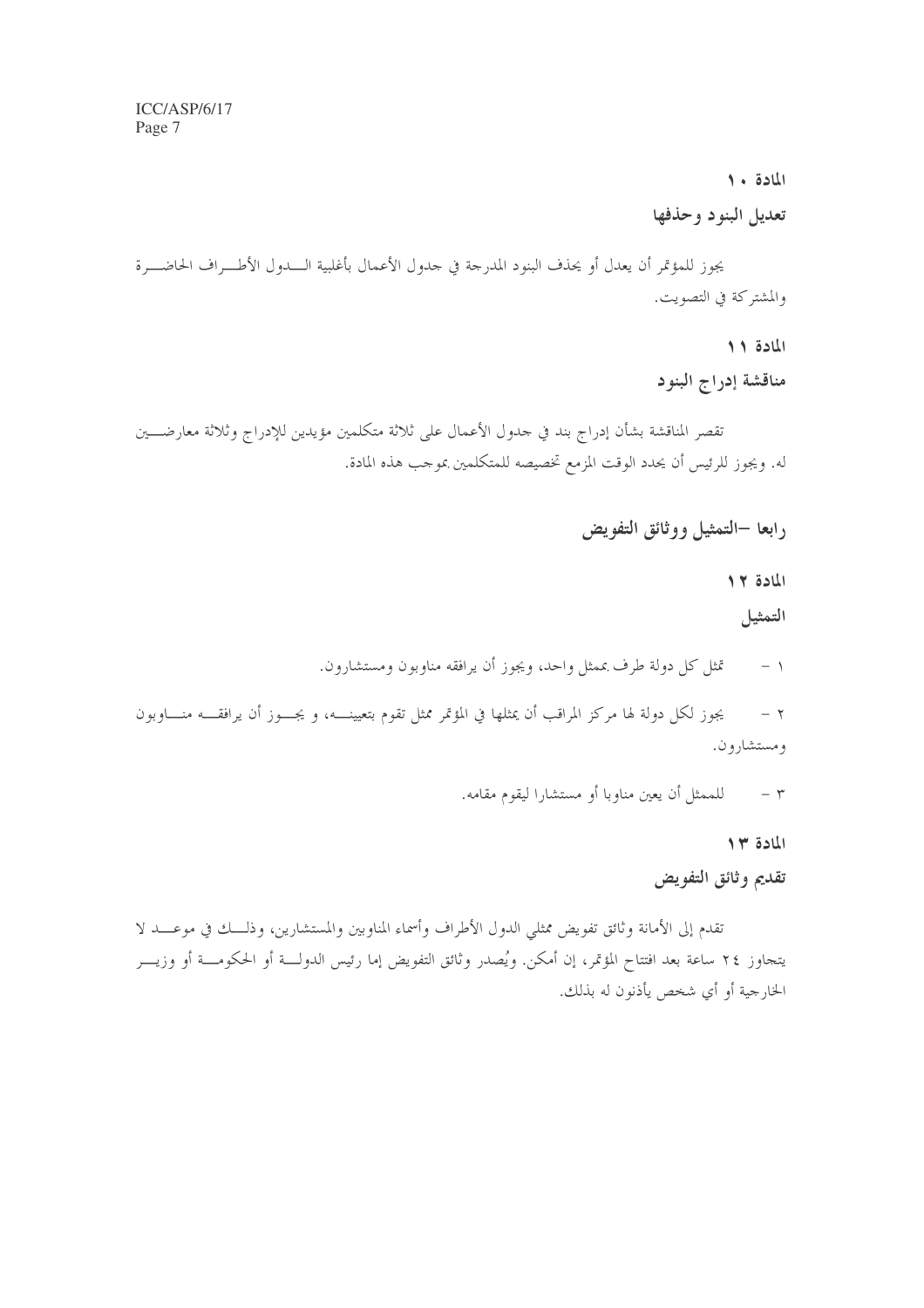### المادة ١٠

### تعديل البنود وحذفها

يجوز للمؤتمر أن يعدل أو يحذف البنود المدرجة في جدول الأعمال بأغلبية الدول الأطراف الحاضرة والمشتركة في التصويت.

### المادة ١١

### مناقشة إدراج البنود

تقصر المناقشة بشأن إدراج بند في جدول الأعمال على ثلاثة متكلمين مؤيدين للإدراج وثلاثة معارضين له. ويجوز للرئيس أن يحدد الوقت المزمع تخصيصه للمتكلمين بموجب هذه المادة.

## رابعا –التمثيل ووثائق التفويض

### المادة ١٢

### التمثيل

١ – تمثل كل دولة طرف بممثل واحد، ويجوز أن يرافقه مناوبون ومستشارون.

٢ – يجوز لكل دولة لها مركز المراقب أن يمثلها في المؤتمر ممثل تقوم بتعيينه، و يجوز أن يرافقه مناوبون ومستشارون.

٣ – للممثل أن يعين مناوبا أو مستشارا ليقوم مقامه.

### المادة ١٣

### تقديم وثائق التفويض

تقدم إلى الأمانة وثائق تفويض ممثلي الدول الأطراف وأسماء المناوبين والمستشارين، وذلك في موعد لا يتجاوز ٢٤ ساعة بعد افتتاح المؤتمر، إن أمكن. ويُصدر وثائق التفويض إما رئيس الدولة أو الحكومة أو وزير الخارجية أو أي شخص يأذنون له بذلك.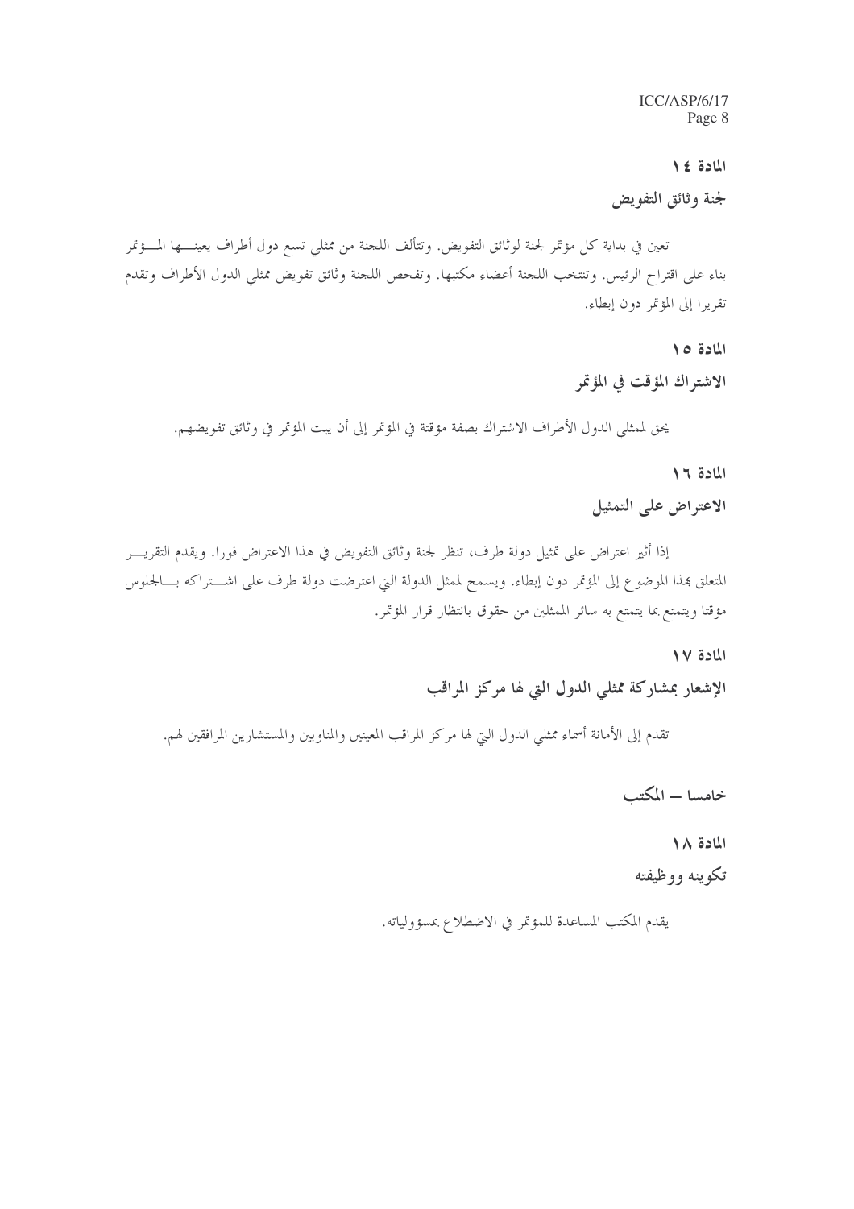## المادة ١٤

### لجنة وثائق التفويض

تعين في بداية كل مؤتمر لجنة لوثائق التفويض. وتتألف اللجنة من ممثلي تسع دول أطراف يعينها المؤتمر بناء على اقتراح الرئيس. وتنتخب اللجنة أعضاء مكتبها. وتفحص اللجنة وثائق تفويض ممثلي الدول الأطراف وتقدم تقريرا إلى المؤتمر دون إبطاء.

## المادة ١٥

### الاشتراك المؤقت في المؤتمر

يحق لممثلي الدول الأطراف الاشتراك بصفة مؤقتة في المؤتمر إلى أن يبت المؤتمر في وثائق تفويضهم.

## المادة ١٦

### الاعتراض على التمثيل

إذا أثير اعتراض على تمثيل دولة طرف، تنظر لجنة وثائق التفويض في هذا الاعتراض فورا. ويقدم التقرير المتعلق بهذا الموضوع إلى المؤتمر دون إبطاء. ويسمح لممثل الدولة التي اعترضت دولة طرف على اشتراكه بالجلوس مؤقتا ويتمتع بما يتمتع به سائر الممثلين من حقوق بانتظار قرار المؤتمر.

## المادة ١٧

### الإشعار بمشاركة ممثلي الدول التي لها مركز المراقب

تقدم إلى الأمانة أسماء ممثلي الدول التي لها مركز المراقب المعينين والمناوبين والمستشارين المرافقين لهم.

# خامسا — المكتب

## المادة ١٨

### تكوينه ووظيفته

يقدم المكتب المساعدة للمؤتمر في الاضطلاع بمسؤولياته.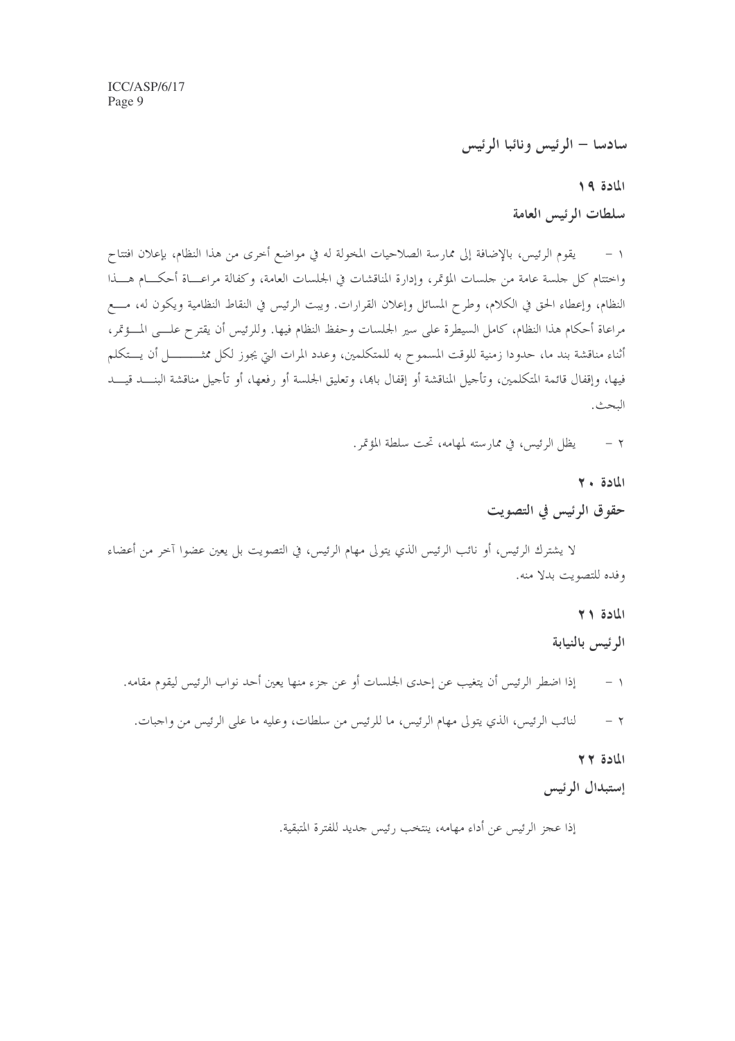## سادسا – الرئيس ونائبا الرئيس

### المادة ١٩

### سلطات الرئيس العامة

١ – يقوم الرئيس، بالإضافة إلى ممارسة الصلاحيات المخولة له في مواضع أخرى من هذا النظام، بإعلان افتتاح واختتام كل جلسة عامة من جلسات المؤتمر، وإدارة المناقشات في الجلسات العامة، وكفالة مراعاة أحكام هذا النظام، وإعطاء الحق في الكلام، وطرح المسائل وإعلان القرارات. ويبت الرئيس في النقاط النظامية ويكون له، مع مراعاة أحكام هذا النظام، كامل السيطرة على سير الجلسات وحفظ النظام فيها. وللرئيس أن يقترح على المؤتمر، أثناء مناقشة بند ما، حدودا زمنية للوقت المسموح به للمتكلمين، وعدد المرات التي يجوز لكل ممثل أن يتكلم فيها، وإقفال قائمة المتكلمين، وتأجيل المناقشة أو إقفال باها، وتعليق الجلسة أو رفعها، أو تأجيل مناقشة البند قيد البحث.

٢ – يظل الرئيس، في ممارسته لمهامه، تحت سلطة المؤتمر.

### المادة ٢٠

### حقوق الرئيس في التصويت

لا يشترك الرئيس، أو نائب الرئيس الذي يتولى مهام الرئيس، في التصويت بل يعين عضوا آخر من أعضاء وفده للتصويت بدلا منه.

### المادة ٢١

### الرئيس بالنيابة

١ – إذا اضطر الرئيس أن يتغيب عن إحدى الجلسات أو عن جزء منها يعين أحد نواب الرئيس ليقوم مقامه.

٢ – لنائب الرئيس، الذي يتولى مهام الرئيس، ما للرئيس من سلطات، وعليه ما على الرئيس من واجبات.

### المادة ٢٢

### إستبدال الرئيس

إذا عجز الرئيس عن أداء مهامه، ينتخب رئيس جديد للفترة المتبقية.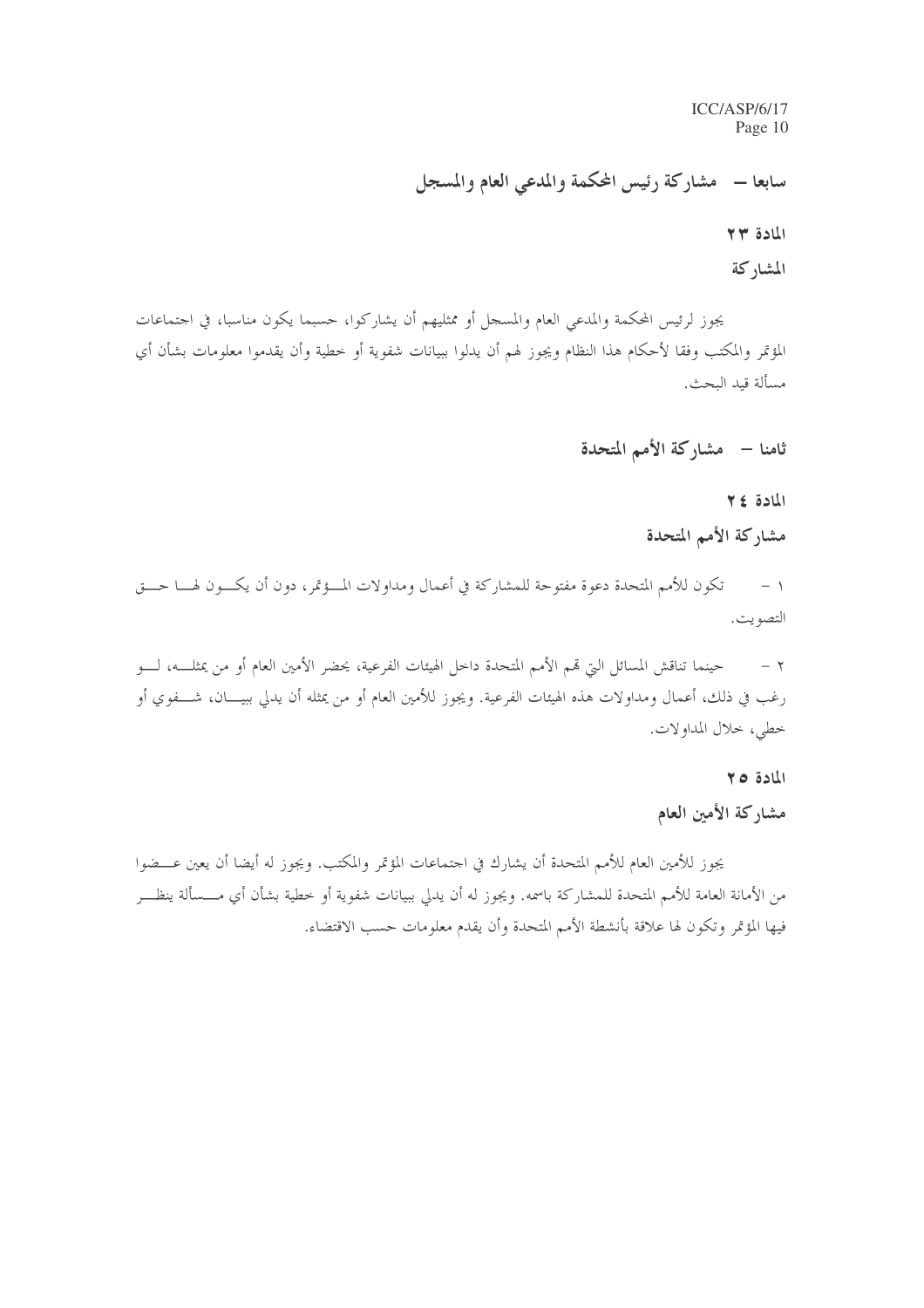## سابعا – مشاركة رئيس المحكمة والمدعي العام والمسجل

### المادة ٢٣

### المشاركة

يجوز لرئيس المحكمة والمدعي العام والمسجل أو ممثليهم أن يشاركوا، حسبما يكون مناسبا، في اجتماعات المؤتمر والمكتب وفقا لأحكام هذا النظام ويجوز لهم أن يدلوا ببيانات شفوية أو خطية وأن يقدموا معلومات بشأن أي مسألة قيد البحث.

## ثامنا – مشاركة الأمم المتحدة

### المادة ٢٤

### مشاركة الأمم المتحدة

١ – تكون للأمم المتحدة دعوة مفتوحة للمشاركة في أعمال ومداولات المؤتمر، دون أن يكون لها حق التصويت.

٢ – حينما تناقش المسائل التي تهم الأمم المتحدة داخل الهيئات الفرعية، يحضر الأمين العام أو من يمثله، لو رغب في ذلك، أعمال ومداولات هذه الهيئات الفرعية. ويجوز للأمين العام أو من يمثله أن يدلي ببيان، شفوي أو خطي، خلال المداولات.

### المادة ٢٥

### مشاركة الأمين العام

يجوز للأمين العام للأمم المتحدة أن يشارك في اجتماعات المؤتمر والمكتب. ويجوز له أيضا أن يعين عضوا من الأمانة العامة للأمم المتحدة للمشاركة باسمه. ويجوز له أن يدلي ببيانات شفوية أو خطية بشأن أي مسألة ينظر فيها المؤتمر وتكون لها علاقة بأنشطة الأمم المتحدة وأن يقدم معلومات حسب الاقتضاء.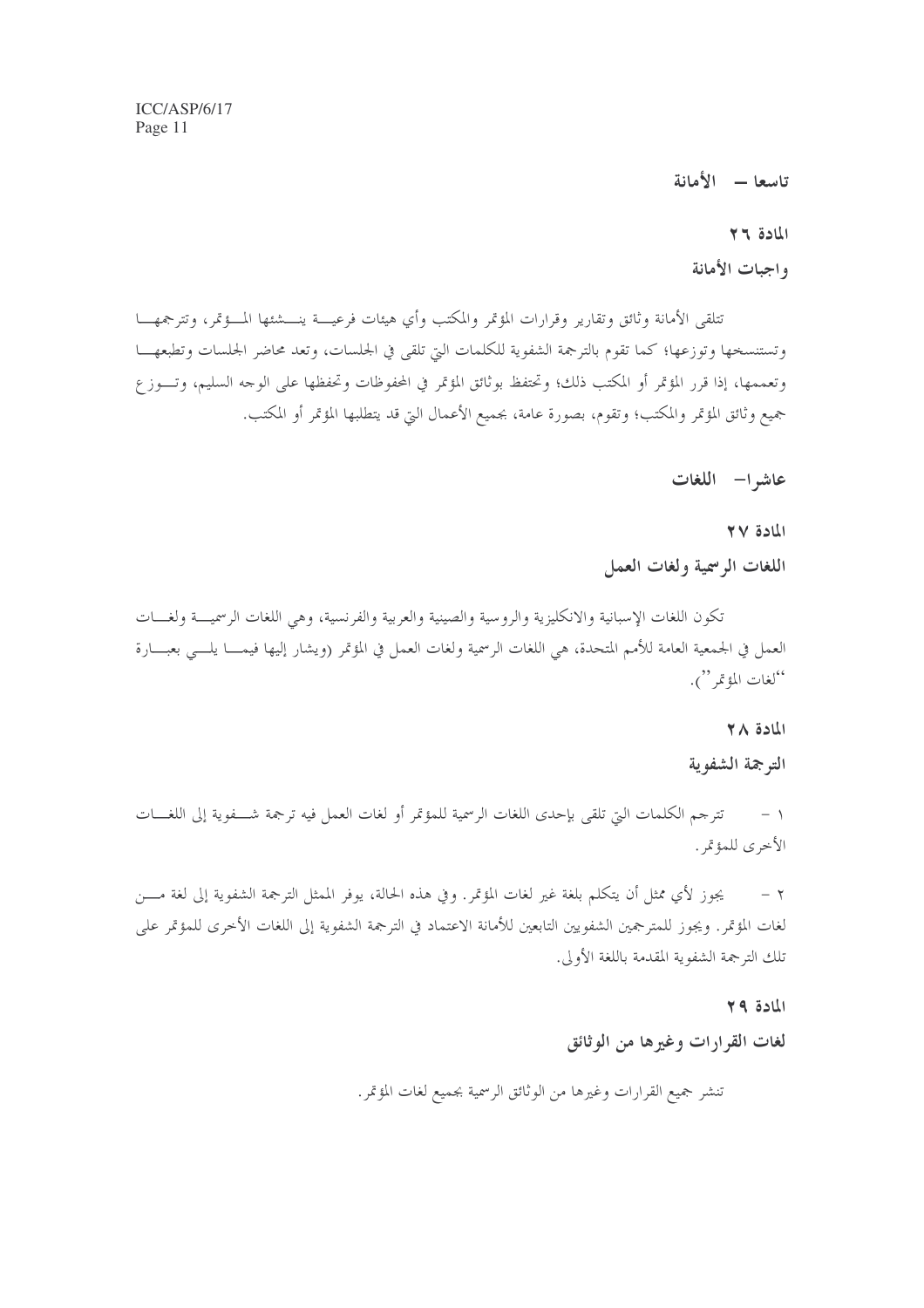## تاسعا — الأمانة

### المادة ٢٦

### واجبات الأمانة

تتلقى الأمانة وثائق وتقارير وقرارات المؤتمر والمكتب وأي هيئات فرعية ينشئها المؤتمر، وتترجمها وتستنسخها وتوزعها؛ كما تقوم بالترجمة الشفوية للكلمات التي تلقى في الجلسات، وتعد محاضر الجلسات وتطبعها وتعممها، إذا قرر المؤتمر أو المكتب ذلك؛ وتحتفظ بوثائق المؤتمر في المحفوظات وتحفظها على الوجه السليم، وتوزع جميع وثائق المؤتمر والمكتب؛ وتقوم، بصورة عامة، بجميع الأعمال التي قد يتطلبها المؤتمر أو المكتب.

## عاشرا— اللغات

### المادة ٢٧

### اللغات الرسمية ولغات العمل

تكون اللغات الإسبانية والانكليزية والروسية والصينية والعربية والفرنسية، وهي اللغات الرسمية ولغات العمل في الجمعية العامة للأمم المتحدة، هي اللغات الرسمية ولغات العمل في المؤتمر (ويشار إليها فيما يلي بعبارة "لغات المؤتمر").

### المادة ٢٨

### الترجمة الشفوية

١ - تترجم الكلمات التي تلقى بإحدى اللغات الرسمية للمؤتمر أو لغات العمل فيه ترجمة شفوية إلى اللغات الأخرى للمؤتمر.

٢ - يجوز لأي ممثل أن يتكلم بلغة غير لغات المؤتمر. وفي هذه الحالة، يوفر الممثل الترجمة الشفوية إلى لغة من لغات المؤتمر. ويجوز للمترجمين الشفويين التابعين للأمانة الاعتماد في الترجمة الشفوية إلى اللغات الأخرى للمؤتمر على تلك الترجمة الشفوية المقدمة باللغة الأولى.

### المادة ٢٩

### لغات القرارات وغيرها من الوثائق

تنشر جميع القرارات وغيرها من الوثائق الرسمية بجميع لغات المؤتمر.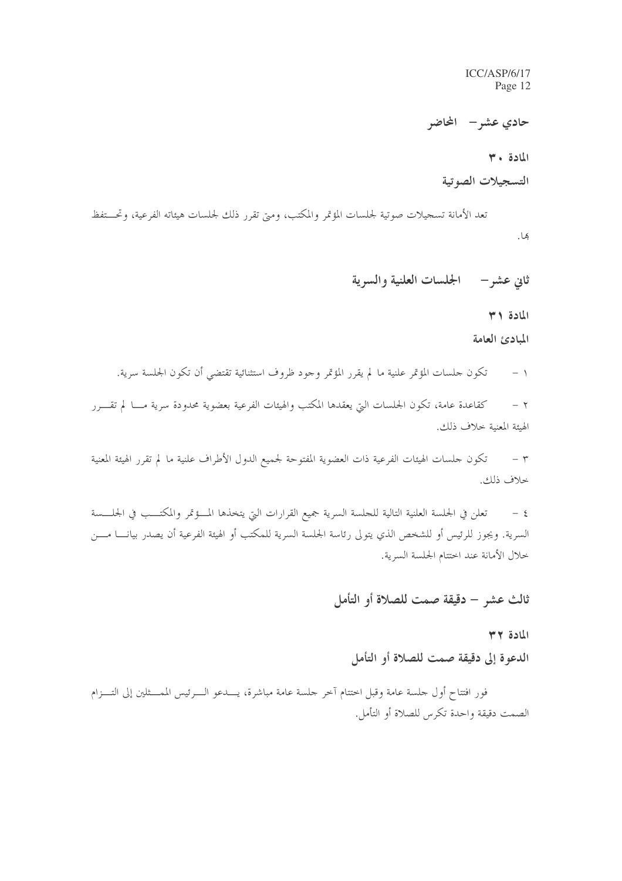## حادي عشر – المحاضر

### المادة ٣٠

### التسجيلات الصوتية

تعد الأمانة تسجيلات صوتية لجلسات المؤتمر والمكتب، ومتى تقرر ذلك لجلسات هيئاته الفرعية، وتحتفظ بها.

## ثاني عشر – الجلسات العلنية والسرية

### المادة ٣١

### المبادئ العامة

١ – تكون جلسات المؤتمر علنية ما لم يقرر المؤتمر وجود ظروف استثنائية تقتضي أن تكون الجلسة سرية.

٢ – كقاعدة عامة، تكون الجلسات التي يعقدها المكتب والهيئات الفرعية بعضوية محدودة سرية ما لم تقرر الهيئة المعنية خلاف ذلك.

٣ – تكون جلسات الهيئات الفرعية ذات العضوية المفتوحة لجميع الدول الأطراف علنية ما لم تقرر الهيئة المعنية خلاف ذلك.

٤ – تعلن في الجلسة العلنية التالية للجلسة السرية جميع القرارات التي يتخذها المؤتمر والمكتب في الجلسة السرية. ويجوز للرئيس أو للشخص الذي يتولى رئاسة الجلسة السرية للمكتب أو الهيئة الفرعية أن يصدر بيانا من خلال الأمانة عند اختتام الجلسة السرية.

## ثالث عشر – دقيقة صمت للصلاة أو التأمل

### المادة ٣٢

### الدعوة إلى دقيقة صمت للصلاة أو التأمل

فور افتتاح أول جلسة عامة وقبل اختتام آخر جلسة عامة مباشرة، يدعو الرئيس الممثلين إلى التزام الصمت دقيقة واحدة تكرس للصلاة أو التأمل.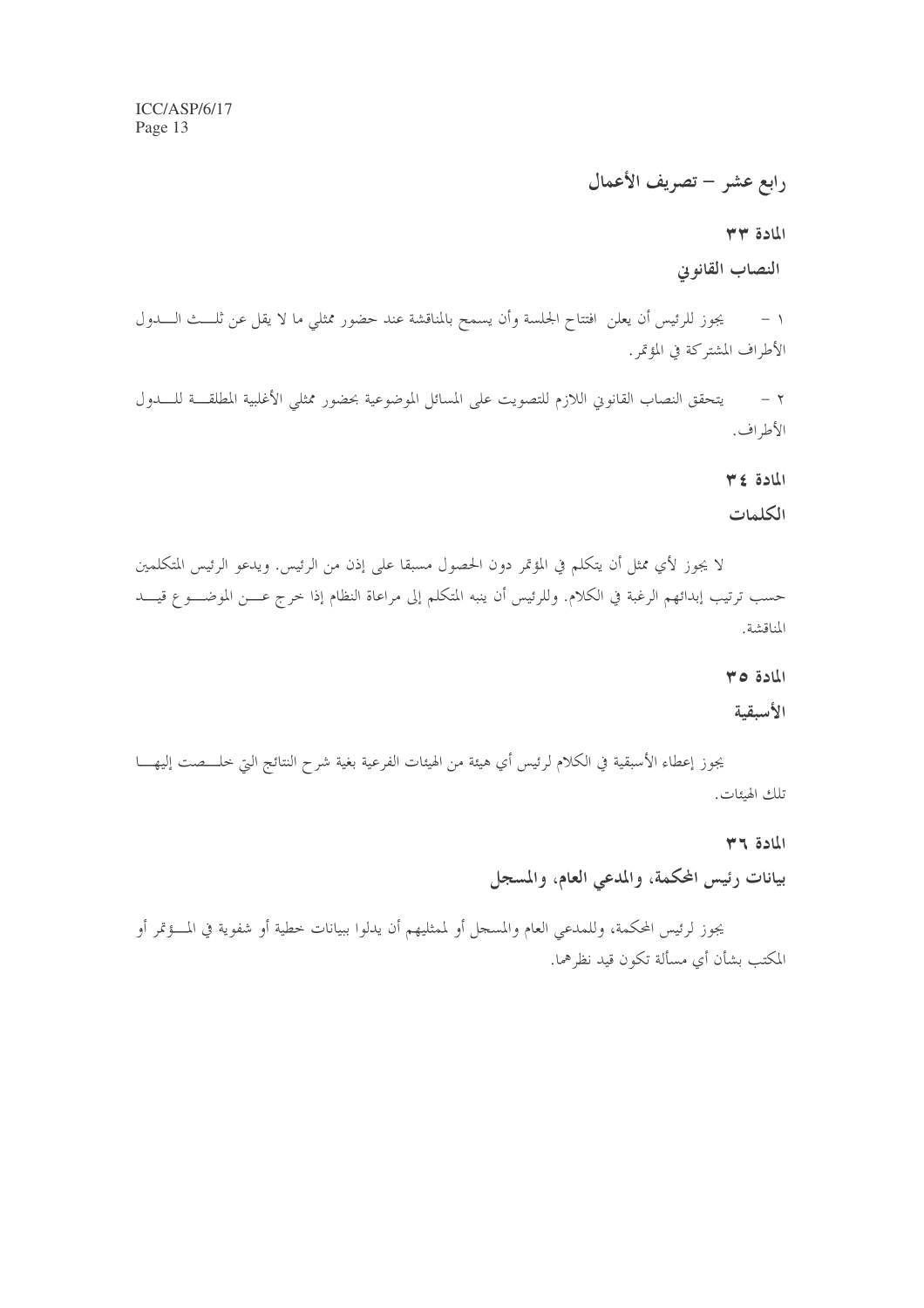## رابع عشر – تصريف الأعمال

### المادة ٣٣

### النصاب القانوني

١ – يجوز للرئيس أن يعلن افتتاح الجلسة وأن يسمح بالمناقشة عند حضور ممثلي ما لا يقل عن ثلث الدول الأطراف المشتركة في المؤتمر.

٢ – يتحقق النصاب القانوني اللازم للتصويت على المسائل الموضوعية بحضور ممثلي الأغلبية المطلقة للدول الأطراف.

### المادة ٣٤

### الكلمات

لا يجوز لأي ممثل أن يتكلم في المؤتمر دون الحصول مسبقا على إذن من الرئيس. ويدعو الرئيس المتكلمين حسب ترتيب إبدائهم الرغبة في الكلام. وللرئيس أن ينبه المتكلم إلى مراعاة النظام إذا خرج عن الموضوع قيد المناقشة.

### المادة ٣٥

### الأسبقية

يجوز إعطاء الأسبقية في الكلام لرئيس أي هيئة من الهيئات الفرعية بغية شرح النتائج التي خلصت إليها تلك الهيئات.

### المادة ٣٦

### بيانات رئيس المحكمة، والمدعي العام، والمسجل

يجوز لرئيس المحكمة، وللمدعي العام والمسجل أو لممثليهم أن يدلوا ببيانات خطية أو شفوية في المؤتمر أو المكتب بشأن أي مسألة تكون قيد نظرهما.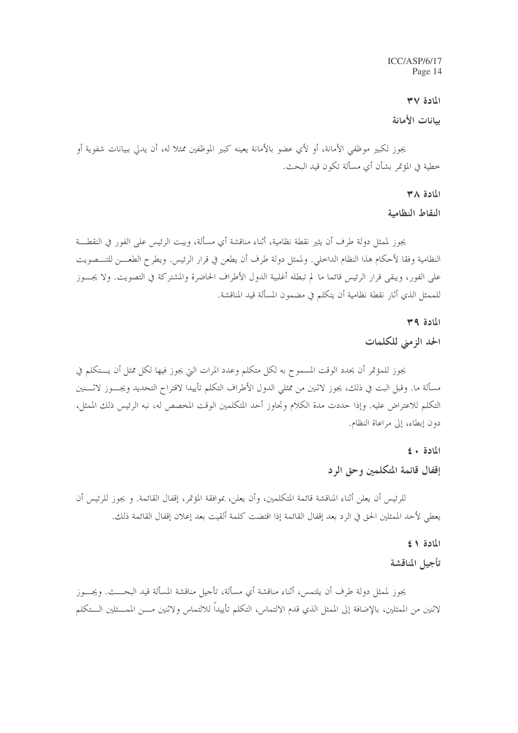## المادة ٣٧

### بيانات الأمانة

يجوز لكبير موظفي الأمانة، أو لأي عضو بالأمانة يعينه كبير الموظفين ممثلا له، أن يدلي ببيانات شفوية أو خطية في المؤتمر بشأن أي مسألة تكون قيد البحث.

## المادة ٣٨

### النقاط النظامية

يجوز لممثل دولة طرف أن يثير نقطة نظامية، أثناء مناقشة أي مسألة، ويبت الرئيس على الفور في النقطة النظامية وفقا لأحكام هذا النظام الداخلي. ولممثل دولة طرف أن يطعن في قرار الرئيس. ويطرح الطعن للتصويت على الفور، ويبقى قرار الرئيس قائما ما لم تبطله أغلبية الدول الأطراف الحاضرة والمشتركة في التصويت. ولا يجوز للممثل الذي أثار نقطة نظامية أن يتكلم في مضمون المسألة قيد المناقشة.

## المادة ٣٩

### الحد الزمني للكلمات

يجوز للمؤتمر أن يحدد الوقت المسموح به لكل متكلم وعدد المرات التي يجوز فيها لكل ممثل أن يتكلم في مسألة ما. وقبل البت في ذلك، يجوز لاثنين من ممثلي الدول الأطراف التكلم تأييدا لاقتراح التحديد ويجوز لاثنين التكلم للاعتراض عليه. وإذا حددت مدة الكلام وتجاوز أحد المتكلمين الوقت المخصص له، نبه الرئيس ذلك الممثل، دون إبطاء، إلى مراعاة النظام.

## المادة ٤٠

### إقفال قائمة المتكلمين وحق الرد

للرئيس أن يعلن أثناء المناقشة قائمة المتكلمين، وأن يعلن، بموافقة المؤتمر، إقفال القائمة. و يجوز للرئيس أن يعطي لأحد الممثلين الحق في الرد بعد إقفال القائمة إذا اقتضت كلمة ألقيت بعد إعلان إقفال القائمة ذلك.

## المادة ٤١

### تأجيل المناقشة

يجوز لممثل دولة طرف أن يلتمس، أثناء مناقشة أي مسألة، تأجيل مناقشة المسألة قيد البحث. ويجوز لاثنين من الممثلين، بالإضافة إلى الممثل الذي قدم الالتماس، التكلم تأييداً للالتماس ولاثنين من الممثلين التكلم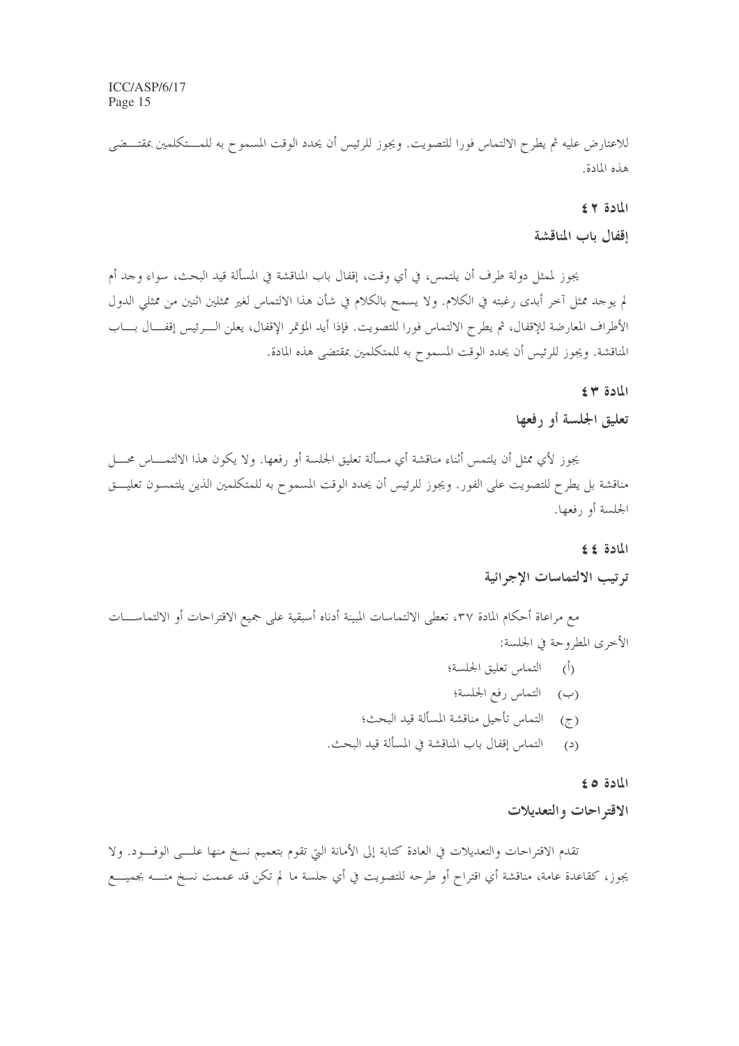للاعتراض عليه ثم يطرح الالتماس فورا للتصويت. ويجوز للرئيس أن يحدد الوقت المسموح به للمتكلمين بمقتضى هذه المادة.

### المادة ٤٢

### إقفال باب المناقشة

يجوز لممثل دولة طرف أن يلتمس، في أي وقت، إقفال باب المناقشة في المسألة قيد البحث، سواء وجد أم لم يوجد ممثل آخر أبدى رغبته في الكلام. ولا يسمح بالكلام في شأن هذا الالتماس لغير ممثلين اثنين من ممثلي الدول الأطراف المعارضة للإقفال، ثم يطرح الالتماس فورا للتصويت. فإذا أيد المؤتمر الإقفال، يعلن الرئيس إقفال باب المناقشة. ويجوز للرئيس أن يحدد الوقت المسموح به للمتكلمين بمقتضى هذه المادة.

### المادة ٤٣

### تعليق الجلسة أو رفعها

يجوز لأي ممثل أن يلتمس أثناء مناقشة أي مسألة تعليق الجلسة أو رفعها. ولا يكون هذا الالتماس محل مناقشة بل يطرح للتصويت على الفور. ويجوز للرئيس أن يحدد الوقت المسموح به للمتكلمين الذين يلتمسون تعليق الجلسة أو رفعها.

### المادة ٤٤

### ترتيب الالتماسات الإجرائية

مع مراعاة أحكام المادة ٣٧، تعطى الالتماسات المبينة أدناه أسبقية على جميع الاقتراحات أو الالتماسات الأخرى المطروحة في الجلسة:

(أ) التماس تعليق الجلسة؛

(ب) التماس رفع الجلسة؛

(ج) التماس تأجيل مناقشة المسألة قيد البحث؛

(د) التماس إقفال باب المناقشة في المسألة قيد البحث.

### المادة ٤٥

### الاقتراحات والتعديلات

تقدم الاقتراحات والتعديلات في العادة كتابة إلى الأمانة التي تقوم بتعميم نسخ منها على الوفود. ولا يجوز، كقاعدة عامة، مناقشة أي اقتراح أو طرحه للتصويت في أي جلسة ما لم تكن قد عممت نسخ منه بجميع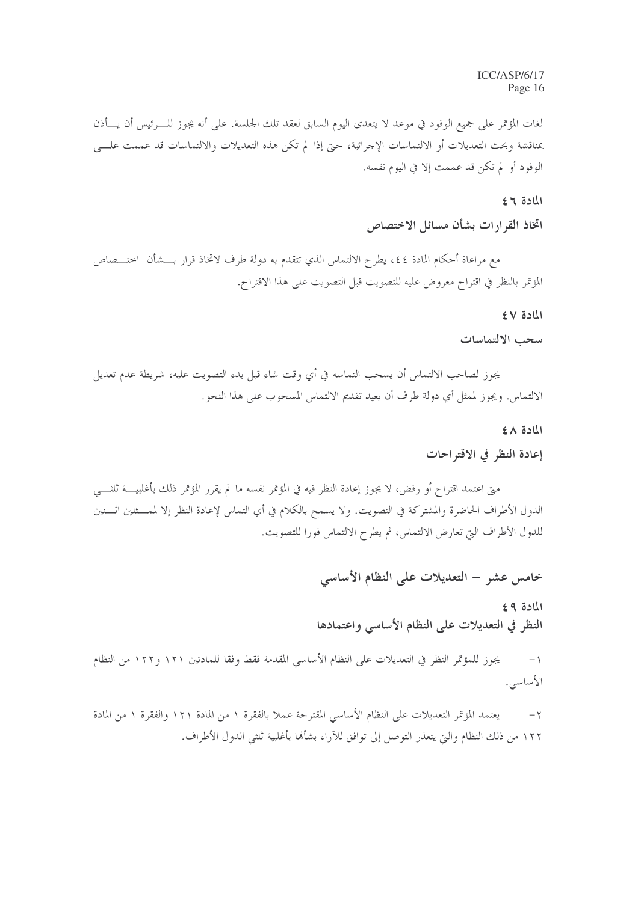لغات المؤتمر على جميع الوفود في موعد لا يتعدى اليوم السابق لعقد تلك الجلسة. على أنه يجوز للرئيس أن يأذن بمناقشة وبحث التعديلات أو الالتماسات الإجرائية، حتى إذا لم تكن هذه التعديلات والالتماسات قد عممت على الوفود أو لم تكن قد عممت إلا في اليوم نفسه.

### المادة ٤٦

### اتخاذ القرارات بشأن مسائل الاختصاص

مع مراعاة أحكام المادة ٤٤، يطرح الالتماس الذي تتقدم به دولة طرف لاتخاذ قرار بشأن اختصاص المؤتمر بالنظر في اقتراح معروض عليه للتصويت قبل التصويت على هذا الاقتراح.

### المادة ٤٧

### سحب الالتماسات

يجوز لصاحب الالتماس أن يسحب التماسه في أي وقت شاء قبل بدء التصويت عليه، شريطة عدم تعديل الالتماس. ويجوز لممثل أي دولة طرف أن يعيد تقديم الالتماس المسحوب على هذا النحو.

### المادة ٤٨

### إعادة النظر في الاقتراحات

متى اعتمد اقتراح أو رفض، لا يجوز إعادة النظر فيه في المؤتمر نفسه ما لم يقرر المؤتمر ذلك بأغلبية ثلثي الدول الأطراف الحاضرة والمشتركة في التصويت. ولا يسمح بالكلام في أي التماس لإعادة النظر إلا لممثلين اثنين للدول الأطراف التي تعارض الالتماس، ثم يطرح الالتماس فورا للتصويت.

## خامس عشر – التعديلات على النظام الأساسي

### المادة ٤٩

### النظر في التعديلات على النظام الأساسي واعتمادها

١- يجوز للمؤتمر النظر في التعديلات على النظام الأساسي المقدمة فقط وفقا للمادتين ١٢١ و١٢٢ من النظام الأساسي.

٢- يعتمد المؤتمر التعديلات على النظام الأساسي المقترحة عملا بالفقرة ١ من المادة ١٢١ والفقرة ١ من المادة ١٢٢ من ذلك النظام والتي يتعذر التوصل إلى توافق للآراء بشأنها بأغلبية ثلثي الدول الأطراف.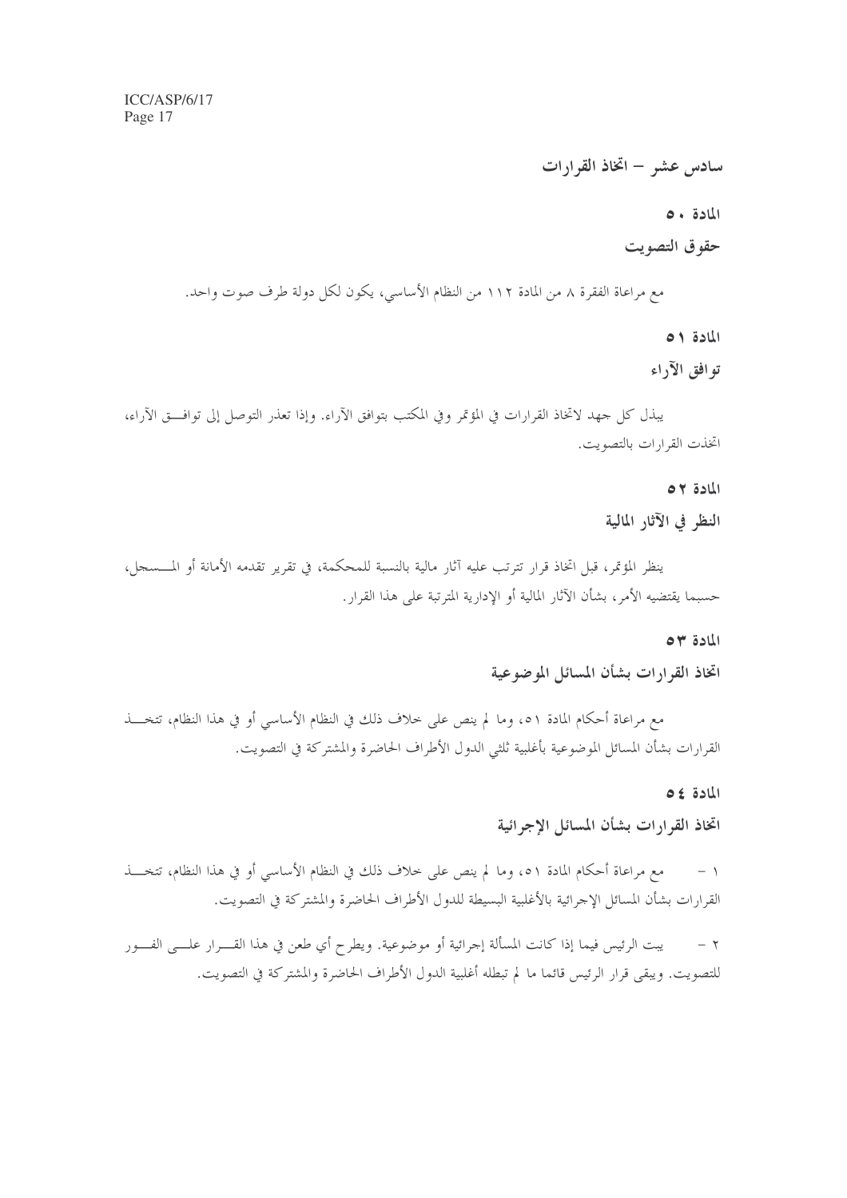## سادس عشر – اتخاذ القرارات

### المادة ٥٠

### حقوق التصويت

مع مراعاة الفقرة ٨ من المادة ١١٢ من النظام الأساسي، يكون لكل دولة طرف صوت واحد.

### المادة ٥١

### توافق الآراء

يبذل كل جهد لاتخاذ القرارات في المؤتمر وفي المكتب بتوافق الآراء. وإذا تعذر التوصل إلى توافق الآراء، اتخذت القرارات بالتصويت.

### المادة ٥٢

### النظر في الآثار المالية

ينظر المؤتمر، قبل اتخاذ قرار تترتب عليه آثار مالية بالنسبة للمحكمة، في تقرير تقدمه الأمانة أو المسجل، حسبما يقتضيه الأمر، بشأن الآثار المالية أو الإدارية المترتبة على هذا القرار.

### المادة ٥٣

### اتخاذ القرارات بشأن المسائل الموضوعية

مع مراعاة أحكام المادة ٥١، وما لم ينص على خلاف ذلك في النظام الأساسي أو في هذا النظام، تتخذ القرارات بشأن المسائل الموضوعية بأغلبية ثلثي الدول الأطراف الحاضرة والمشتركة في التصويت.

### المادة ٥٤

### اتخاذ القرارات بشأن المسائل الإجرائية

١ – مع مراعاة أحكام المادة ٥١، وما لم ينص على خلاف ذلك في النظام الأساسي أو في هذا النظام، تتخذ القرارات بشأن المسائل الإجرائية بالأغلبية البسيطة للدول الأطراف الحاضرة والمشتركة في التصويت.

٢ – يبت الرئيس فيما إذا كانت المسألة إجرائية أو موضوعية. ويطرح أي طعن في هذا القرار على الفور للتصويت. ويبقى قرار الرئيس قائما ما لم تبطله أغلبية الدول الأطراف الحاضرة والمشتركة في التصويت.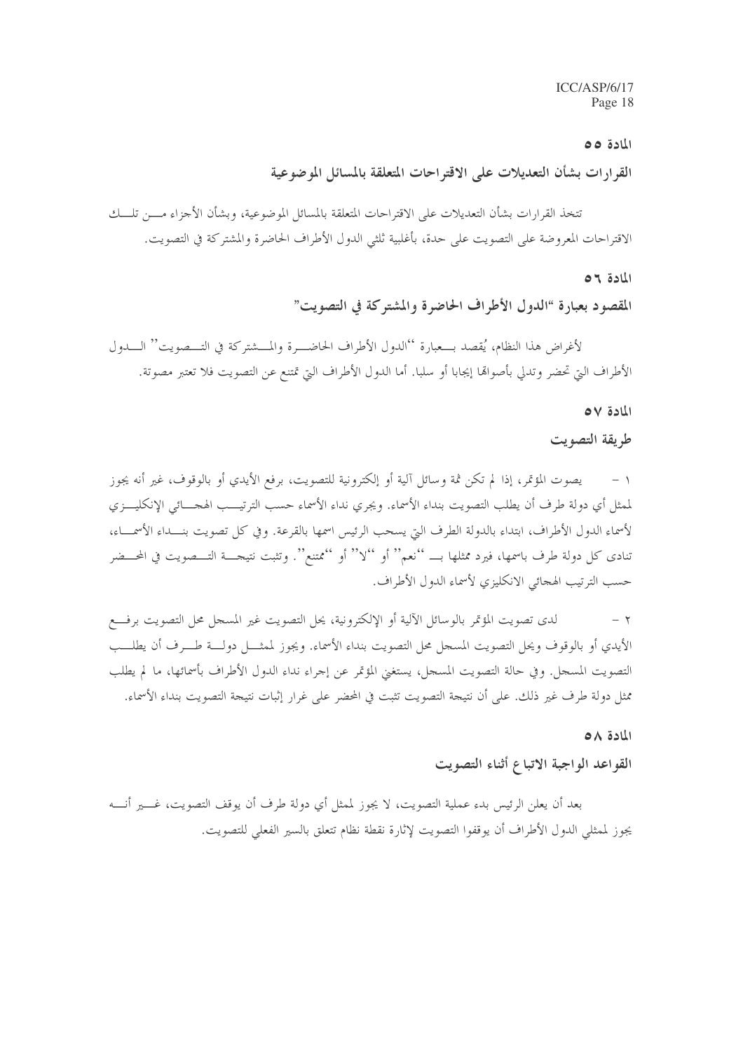## المادة ٥٥

### القرارات بشأن التعديلات على الاقتراحات المتعلقة بالمسائل الموضوعية

تتخذ القرارات بشأن التعديلات على الاقتراحات المتعلقة بالمسائل الموضوعية، وبشأن الأجزاء من تلك الاقتراحات المعروضة على التصويت على حدة، بأغلبية ثلثي الدول الأطراف الحاضرة والمشتركة في التصويت.

## المادة ٥٦

### المقصود بعبارة "الدول الأطراف الحاضرة والمشتركة في التصويت"

لأغراض هذا النظام، يُقصد بعبارة ''الدول الأطراف الحاضرة والمشتركة في التصويت'' الدول الأطراف التي تحضر وتدلي بأصواتها إيجابا أو سلبا. أما الدول الأطراف التي تمتنع عن التصويت فلا تعتبر مصوتة.

## المادة ٥٧

### طريقة التصويت

١ - يصوت المؤتمر، إذا لم تكن ثمة وسائل آلية أو إلكترونية للتصويت، برفع الأيدي أو بالوقوف، غير أنه يجوز لممثل أي دولة طرف أن يطلب التصويت بنداء الأسماء. ويجري نداء الأسماء حسب الترتيب الهجائي الإنكليزي لأسماء الدول الأطراف، ابتداء بالدولة الطرف التي يسحب الرئيس اسمها بالقرعة. وفي كل تصويت بنداء الأسماء، تنادى كل دولة طرف باسمها، فيرد ممثلها بـ ''نعم'' أو ''لا'' أو ''ممتنع''. وتثبت نتيجة التصويت في المحضر حسب الترتيب الهجائي الانكليزي لأسماء الدول الأطراف.

٢ - لدى تصويت المؤتمر بالوسائل الآلية أو الإلكترونية، يحل التصويت غير المسجل محل التصويت برفع الأيدي أو بالوقوف ويحل التصويت المسجل محل التصويت بنداء الأسماء. ويجوز لممثل دولة طرف أن يطلب التصويت المسجل. وفي حالة التصويت المسجل، يستغني المؤتمر عن إجراء نداء الدول الأطراف بأسمائها، ما لم يطلب ممثل دولة طرف غير ذلك. على أن نتيجة التصويت تثبت في المحضر على غرار إثبات نتيجة التصويت بنداء الأسماء.

## المادة ٥٨

### القواعد الواجبة الاتباع أثناء التصويت

بعد أن يعلن الرئيس بدء عملية التصويت، لا يجوز لممثل أي دولة طرف أن يوقف التصويت، غير أنه يجوز لممثلي الدول الأطراف أن يوقفوا التصويت لإثارة نقطة نظام تتعلق بالسير الفعلي للتصويت.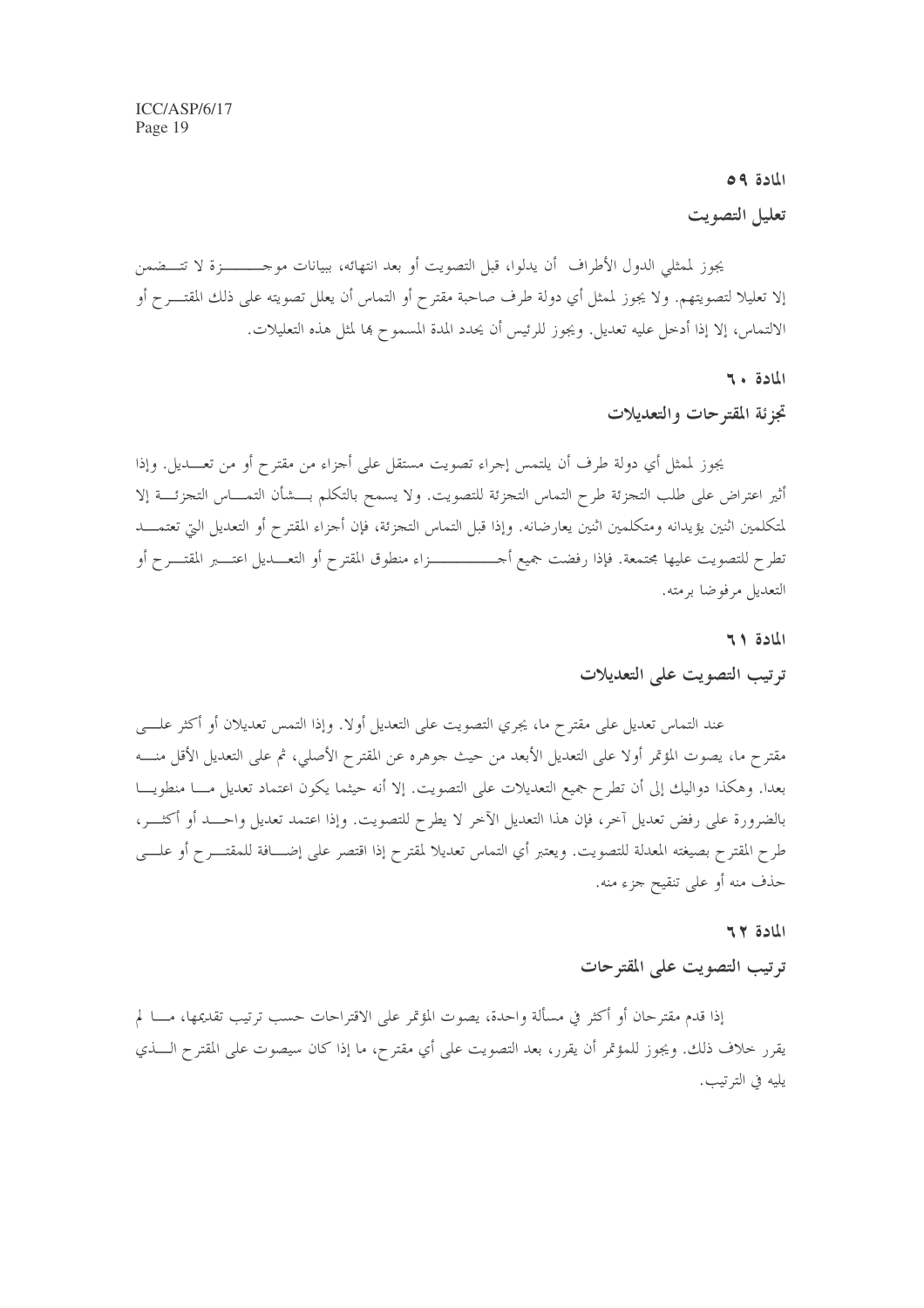## المادة ٥٩

### تعليل التصويت

يجوز لممثلي الدول الأطراف أن يدلوا، قبل التصويت أو بعد انتهائه، ببيانات موجزة لا تتضمن إلا تعليلا لتصويتهم. ولا يجوز لممثل أي دولة طرف صاحبة مقترح أو التماس أن يعلل تصويته على ذلك المقترح أو الالتماس، إلا إذا أدخل عليه تعديل. ويجوز للرئيس أن يحدد المدة المسموح بها لمثل هذه التعليلات.

## المادة ٦٠

### تجزئة المقترحات والتعديلات

يجوز لممثل أي دولة طرف أن يلتمس إجراء تصويت مستقل على أجزاء من مقترح أو من تعديل. وإذا أثير اعتراض على طلب التجزئة طرح التماس التجزئة للتصويت. ولا يسمح بالتكلم بشأن التماس التجزئة إلا لمتكلمين اثنين يؤيدانه ومتكلمين اثنين يعارضانه. وإذا قبل التماس التجزئة، فإن أجزاء المقترح أو التعديل التي تعتمد تطرح للتصويت عليها مجتمعة. فإذا رفضت جميع أجزاء منطوق المقترح أو التعديل اعتبر المقترح أو التعديل مرفوضا برمته.

## المادة ٦١

### ترتيب التصويت على التعديلات

عند التماس تعديل على مقترح ما، يجري التصويت على التعديل أولا. وإذا التمس تعديلان أو أكثر على مقترح ما، يصوت المؤتمر أولا على التعديل الأبعد من حيث جوهره عن المقترح الأصلي، ثم على التعديل الأقل منه بعدا. وهكذا دواليك إلى أن تطرح جميع التعديلات على التصويت. إلا أنه حيثما يكون اعتماد تعديل ما منطويا بالضرورة على رفض تعديل آخر، فإن هذا التعديل الآخر لا يطرح للتصويت. وإذا اعتمد تعديل واحد أو أكثر، طرح المقترح بصيغته المعدلة للتصويت. ويعتبر أي التماس تعديلا لمقترح إذا اقتصر على إضافة للمقترح أو على حذف منه أو على تنقيح جزء منه.

## المادة ٦٢

### ترتيب التصويت على المقترحات

إذا قدم مقترحان أو أكثر في مسألة واحدة، يصوت المؤتمر على الاقتراحات حسب ترتيب تقديمها، ما لم يقرر خلاف ذلك. ويجوز للمؤتمر أن يقرر، بعد التصويت على أي مقترح، ما إذا كان سيصوت على المقترح الذي يليه في الترتيب.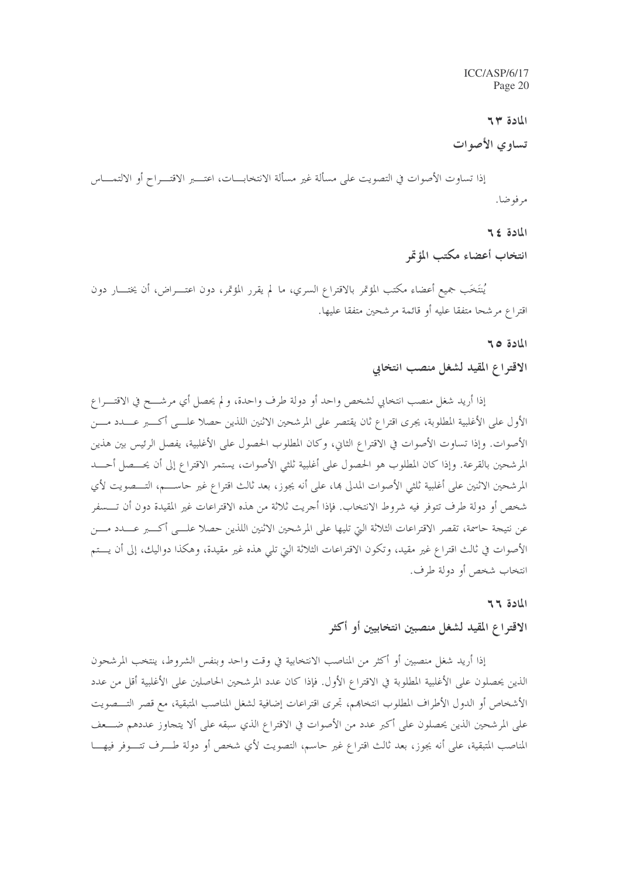## المادة ٦٣

### تساوي الأصوات

إذا تساوت الأصوات في التصويت على مسألة غير مسألة الانتخابات، اعتبر الاقتراح أو الالتماس مرفوضا.

## المادة ٦٤

### انتخاب أعضاء مكتب المؤتمر

يُنتَخَب جميع أعضاء مكتب المؤتمر بالاقتراع السري، ما لم يقرر المؤتمر، دون اعتراض، أن يختار دون اقتراع مرشحا متفقا عليه أو قائمة مرشحين متفقا عليها.

## المادة ٦٥

### الاقتراع المقيد لشغل منصب انتخابي

إذا أريد شغل منصب انتخابي لشخص واحد أو دولة طرف واحدة، و لم يحصل أي مرشح في الاقتراع الأول على الأغلبية المطلوبة، يجرى اقتراع ثان يقتصر على المرشحين الاثنين اللذين حصلا على أكبر عدد من الأصوات. وإذا تساوت الأصوات في الاقتراع الثاني، وكان المطلوب الحصول على الأغلبية، يفصل الرئيس بين هذين المرشحين بالقرعة. وإذا كان المطلوب هو الحصول على أغلبية ثلثي الأصوات، يستمر الاقتراع إلى أن يحصل أحد المرشحين الاثنين على أغلبية ثلثي الأصوات المدلى بها، على أنه يجوز، بعد ثالث اقتراع غير حاسم، التصويت لأي شخص أو دولة طرف تتوفر فيه شروط الانتخاب. فإذا أجريت ثلاثة من هذه الاقتراعات غير المقيدة دون أن تسفر عن نتيجة حاسمة، تقصر الاقتراعات الثلاثة التي تليها على المرشحين الاثنين اللذين حصلا على أكبر عدد من الأصوات في ثالث اقتراع غير مقيد، وتكون الاقتراعات الثلاثة التي تلي هذه غير مقيدة، وهكذا دواليك، إلى أن يتم انتخاب شخص أو دولة طرف.

## المادة ٦٦

### الاقتراع المقيد لشغل منصبين انتخابيين أو أكثر

إذا أريد شغل منصبين أو أكثر من المناصب الانتخابية في وقت واحد وبنفس الشروط، ينتخب المرشحون الذين يحصلون على الأغلبية المطلوبة في الاقتراع الأول. فإذا كان عدد المرشحين الحاصلين على الأغلبية أقل من عدد الأشخاص أو الدول الأطراف المطلوب انتخابهم، تجرى اقتراعات إضافية لشغل المناصب المتبقية، مع قصر التصويت على المرشحين الذين يحصلون على أكبر عدد من الأصوات في الاقتراع الذي سبقه على ألا يتجاوز عددهم ضعف المناصب المتبقية، على أنه يجوز، بعد ثالث اقتراع غير حاسم، التصويت لأي شخص أو دولة طرف تتوفر فيها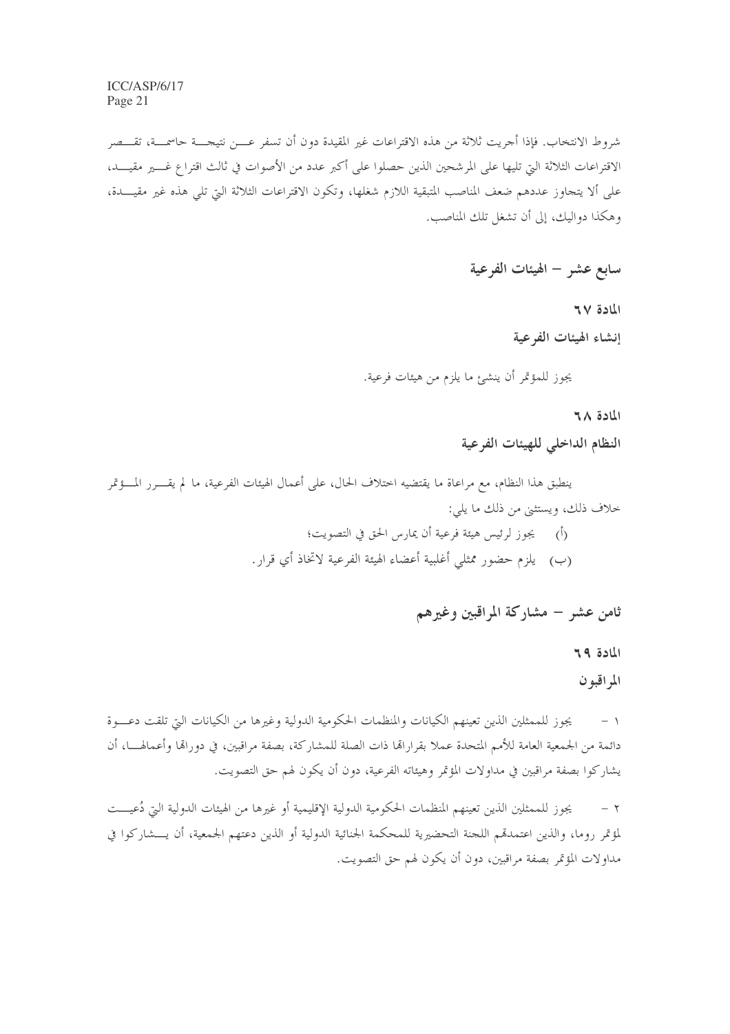شروط الانتخاب. فإذا أجريت ثلاثة من هذه الاقتراعات غير المقيدة دون أن تسفر عن نتيجة حاسمة، تقصر الاقتراعات الثلاثة التي تليها على المرشحين الذين حصلوا على أكبر عدد من الأصوات في ثالث اقتراع غير مقيد، على ألا يتجاوز عددهم ضعف المناصب المتبقية اللازم شغلها، وتكون الاقتراعات الثلاثة التي تلي هذه غير مقيدة، وهكذا دواليك، إلى أن تشغل تلك المناصب.

## سابع عشر – الهيئات الفرعية

### المادة ٦٧

### إنشاء الهيئات الفرعية

يجوز للمؤتمر أن ينشئ ما يلزم من هيئات فرعية.

### المادة ٦٨

### النظام الداخلي للهيئات الفرعية

ينطبق هذا النظام، مع مراعاة ما يقتضيه اختلاف الحال، على أعمال الهيئات الفرعية، ما لم يقرر المؤتمر خلاف ذلك، ويستثنى من ذلك ما يلي:

(أ) يجوز لرئيس هيئة فرعية أن يمارس الحق في التصويت؛

(ب) يلزم حضور ممثلي أغلبية أعضاء الهيئة الفرعية لاتخاذ أي قرار.

## ثامن عشر – مشاركة المراقبين وغيرهم

### المادة ٦٩

### المراقبون

١ – يجوز للممثلين الذين تعينهم الكيانات والمنظمات الحكومية الدولية وغيرها من الكيانات التي تلقت دعوة دائمة من الجمعية العامة للأمم المتحدة عملا بقراراتها ذات الصلة للمشاركة، بصفة مراقبين، في دوراتها وأعمالها، أن يشاركوا بصفة مراقبين في مداولات المؤتمر وهيئاته الفرعية، دون أن يكون لهم حق التصويت.

٢ – يجوز للممثلين الذين تعينهم المنظمات الحكومية الدولية الإقليمية أو غيرها من الهيئات الدولية التي دُعيت لمؤتمر روما، والذين اعتمدتهم اللجنة التحضيرية للمحكمة الجنائية الدولية أو الذين دعتهم الجمعية، أن يشاركوا في مداولات المؤتمر بصفة مراقبين، دون أن يكون لهم حق التصويت.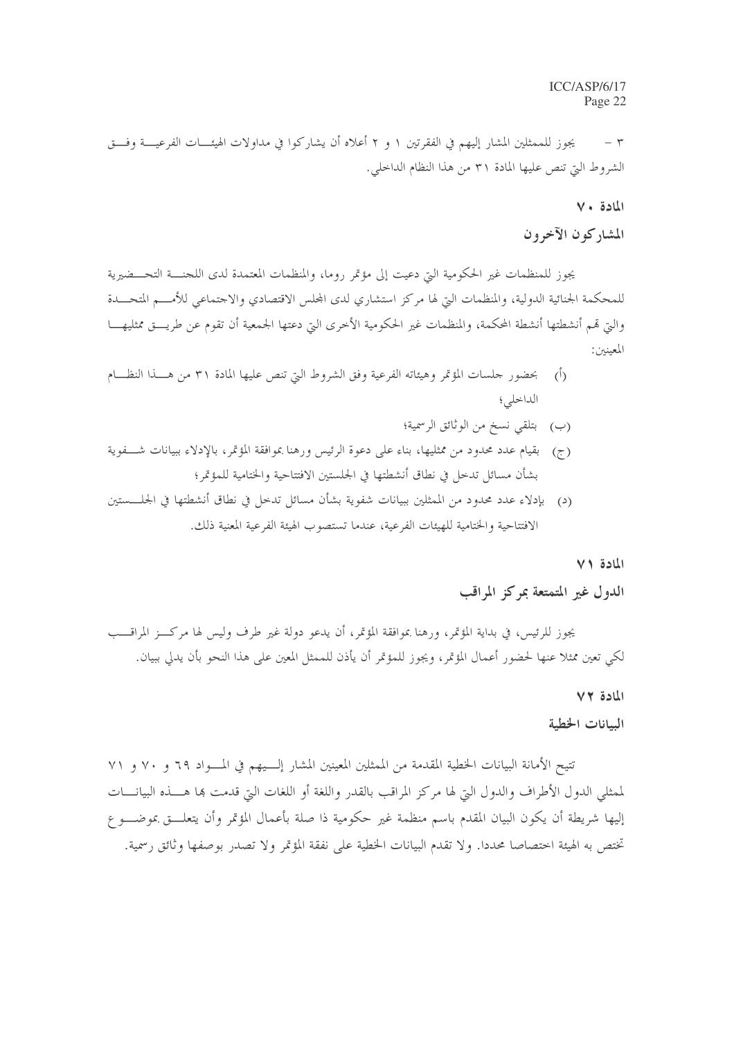٣ - يجوز للممثلين المشار إليهم في الفقرتين ١ و ٢ أعلاه أن يشاركوا في مداولات الهيئات الفرعية وفق الشروط التي تنص عليها المادة ٣١ من هذا النظام الداخلي.

### المادة ٧٠

### المشاركون الآخرون

يجوز للمنظمات غير الحكومية التي دعيت إلى مؤتمر روما، والمنظمات المعتمدة لدى اللجنة التحضيرية للمحكمة الجنائية الدولية، والمنظمات التي لها مركز استشاري لدى المجلس الاقتصادي والاجتماعي للأمم المتحدة والتي تهم أنشطتها أنشطة المحكمة، والمنظمات غير الحكومية الأخرى التي دعتها الجمعية أن تقوم عن طريق ممثليها المعينين:

(أ) بحضور جلسات المؤتمر وهيئاته الفرعية وفق الشروط التي تنص عليها المادة ٣١ من هذا النظام الداخلي؛

(ب) بتلقي نسخ من الوثائق الرسمية؛

(ج) بقيام عدد محدود من ممثليها، بناء على دعوة الرئيس ورهنا بموافقة المؤتمر، بالإدلاء ببيانات شفوية بشأن مسائل تدخل في نطاق أنشطتها في الجلستين الافتتاحية والختامية للمؤتمر؛

(د) بإدلاء عدد محدود من الممثلين ببيانات شفوية بشأن مسائل تدخل في نطاق أنشطتها في الجلستين الافتتاحية والختامية للهيئات الفرعية، عندما تستصوب الهيئة الفرعية المعنية ذلك.

### المادة ٧١

### الدول غير المتمتعة بمركز المراقب

يجوز للرئيس، في بداية المؤتمر، ورهنا بموافقة المؤتمر، أن يدعو دولة غير طرف وليس لها مركز المراقب لكي تعين ممثلا عنها لحضور أعمال المؤتمر، ويجوز للمؤتمر أن يأذن للممثل المعين على هذا النحو بأن يدلي ببيان.

### المادة ٧٢

### البيانات الخطية

تتيح الأمانة البيانات الخطية المقدمة من الممثلين المعينين المشار إليهم في المواد ٦٩ و ٧٠ و ٧١ لممثلي الدول الأطراف والدول التي لها مركز المراقب بالقدر واللغة أو اللغات التي قدمت بها هذه البيانات إليها شريطة أن يكون البيان المقدم باسم منظمة غير حكومية ذا صلة بأعمال المؤتمر وأن يتعلق بموضوع تختص به الهيئة اختصاصا محددا. ولا تقدم البيانات الخطية على نفقة المؤتمر ولا تصدر بوصفها وثائق رسمية.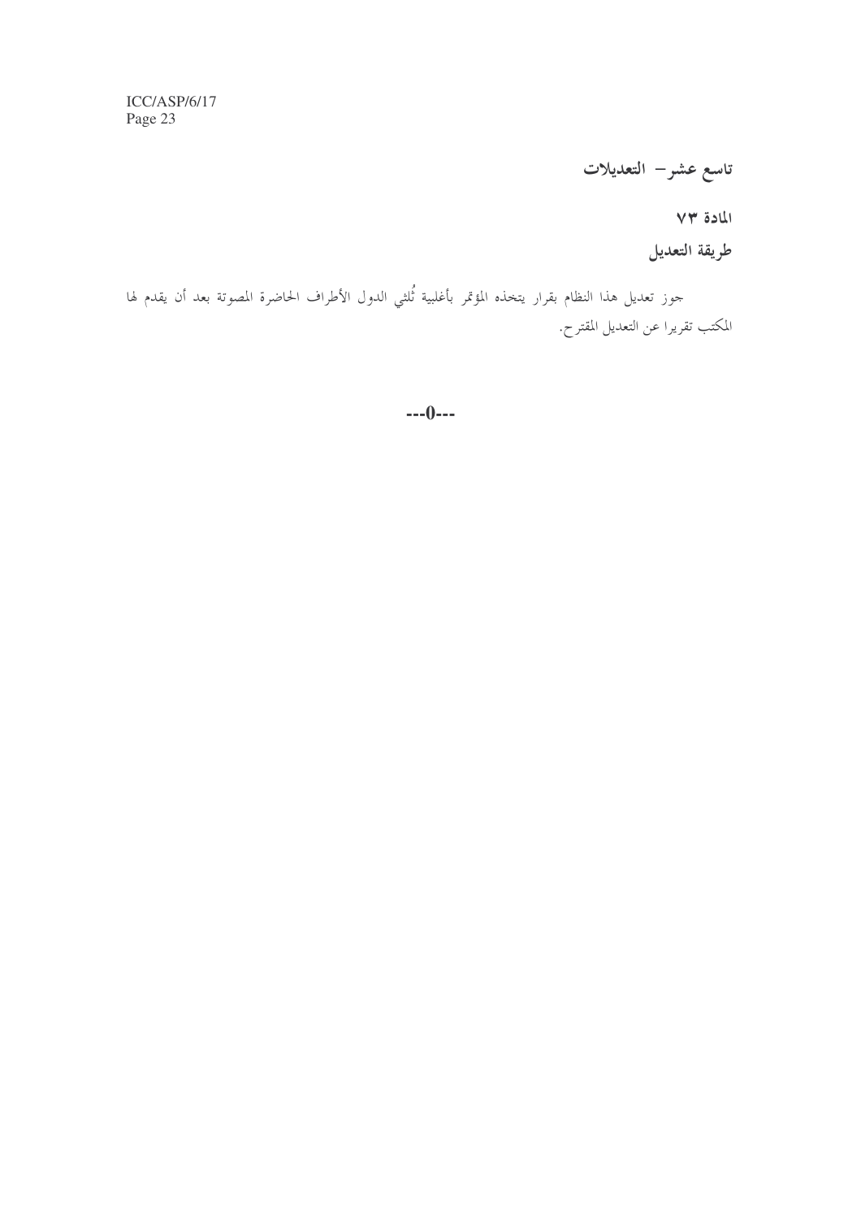## تاسع عشر– التعديلات

### المادة ٧٣

### طريقة التعديل

جوز تعديل هذا النظام بقرار يتخذه المؤتمر بأغلبية ثُلثي الدول الأطراف الحاضرة المصوتة بعد أن يقدم لها المكتب تقريرا عن التعديل المقترح.

**---0---**